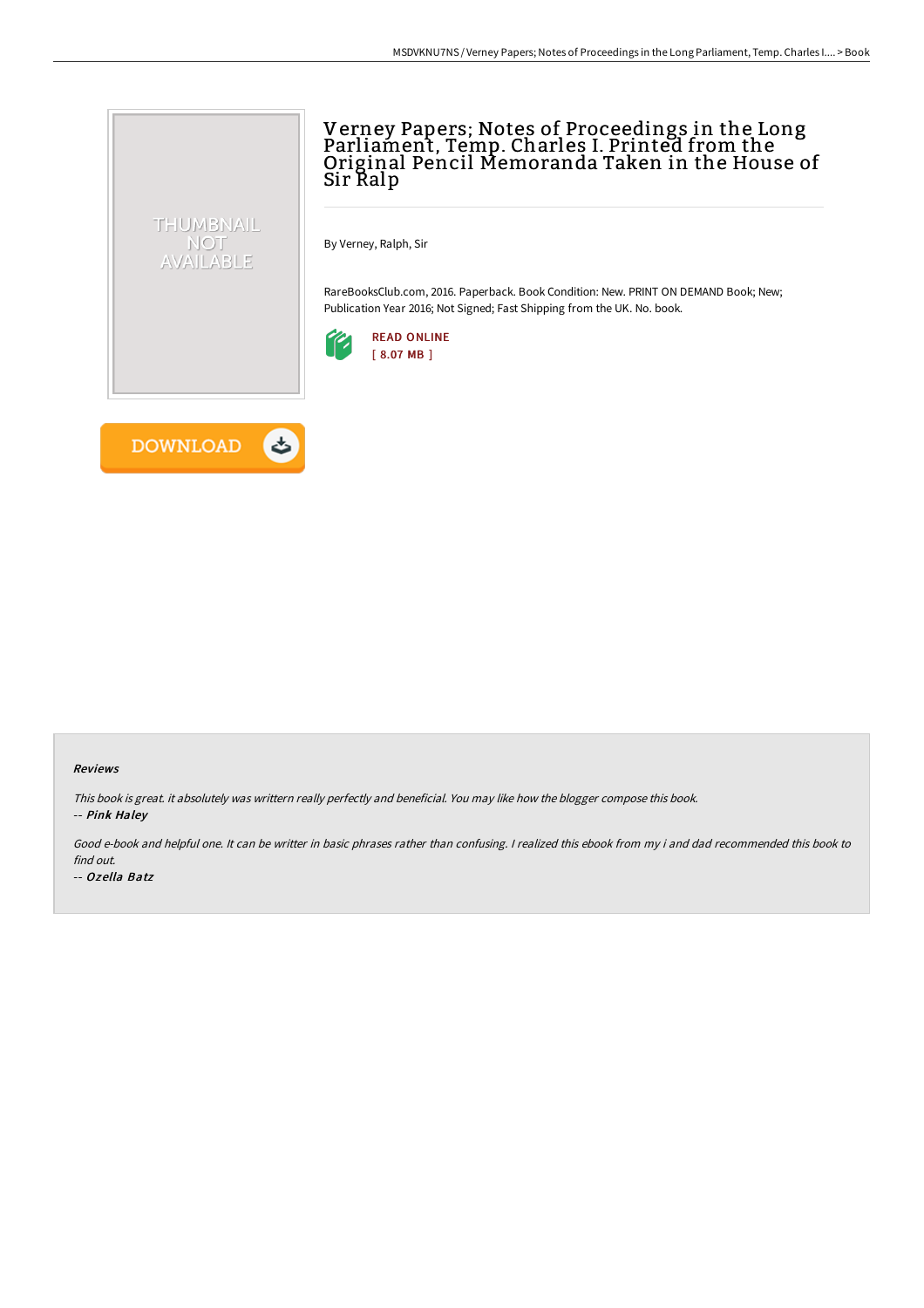# Verney Papers; Notes of Proceedings in the Long Parliament, Temp. Charles I. Printed from the Original Pencil Memoranda Taken in the House of Sir Ralp

By Verney, Ralph, Sir

RareBooksClub.com, 2016. Paperback. Book Condition: New. PRINT ON DEMAND Book; New; Publication Year 2016; Not Signed; Fast Shipping from the UK. No. book.

READ ONLINE
[ 8.07 MB ]

DOWNLOAD

#### Reviews

*This book is great. it absolutely was writtern really perfectly and beneficial. You may like how the blogger compose this book.*

*-- Pink Haley*

*Good e-book and helpful one. It can be writter in basic phrases rather than confusing. I realized this ebook from my i and dad recommended this book to find out.*

*-- Ozella Batz*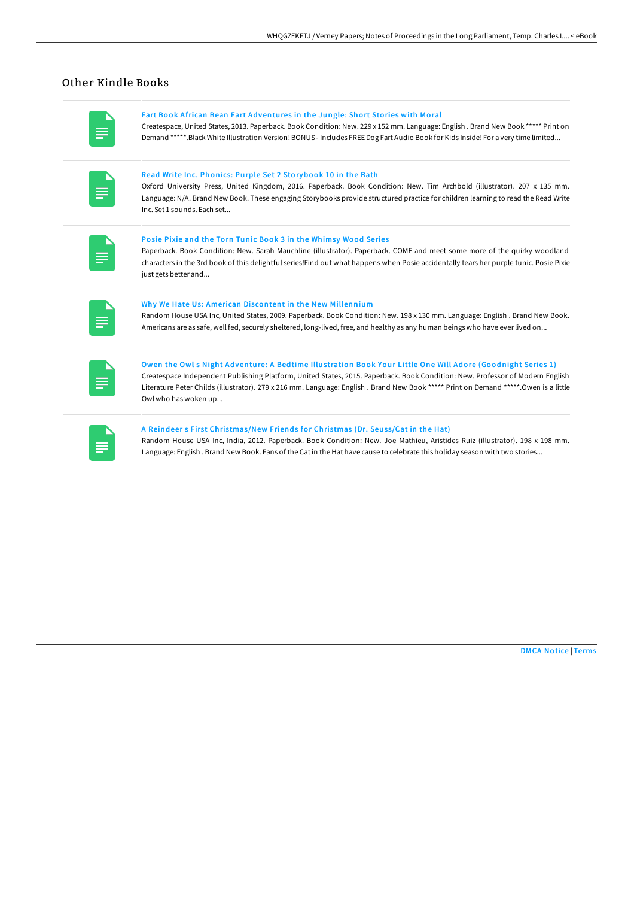## Other Kindle Books

### Fart Book African Bean Fart Adventures in the Jungle: Short Stories with Moral

Createspace, United States, 2013. Paperback. Book Condition: New. 229 x 152 mm. Language: English . Brand New Book ***** Print on Demand *****.Black White Illustration Version! BONUS - Includes FREE Dog Fart Audio Book for Kids Inside! For a very time limited...

### Read Write Inc. Phonics: Purple Set 2 Storybook 10 in the Bath

Oxford University Press, United Kingdom, 2016. Paperback. Book Condition: New. Tim Archbold (illustrator). 207 x 135 mm. Language: N/A. Brand New Book. These engaging Storybooks provide structured practice for children learning to read the Read Write Inc. Set 1 sounds. Each set...

### Posie Pixie and the Torn Tunic Book 3 in the Whimsy Wood Series

Paperback. Book Condition: New. Sarah Mauchline (illustrator). Paperback. COME and meet some more of the quirky woodland characters in the 3rd book of this delightful series!Find out what happens when Posie accidentally tears her purple tunic. Posie Pixie just gets better and...

### Why We Hate Us: American Discontent in the New Millennium

Random House USA Inc, United States, 2009. Paperback. Book Condition: New. 198 x 130 mm. Language: English . Brand New Book. Americans are as safe, well fed, securely sheltered, long-lived, free, and healthy as any human beings who have ever lived on...

### Owen the Owl s Night Adventure: A Bedtime Illustration Book Your Little One Will Adore (Goodnight Series 1)

Createspace Independent Publishing Platform, United States, 2015. Paperback. Book Condition: New. Professor of Modern English Literature Peter Childs (illustrator). 279 x 216 mm. Language: English . Brand New Book ***** Print on Demand *****.Owen is a little Owl who has woken up...

### A Reindeer s First Christmas/New Friends for Christmas (Dr. Seuss/Cat in the Hat)

Random House USA Inc, India, 2012. Paperback. Book Condition: New. Joe Mathieu, Aristides Ruiz (illustrator). 198 x 198 mm. Language: English . Brand New Book. Fans of the Cat in the Hat have cause to celebrate this holiday season with two stories...